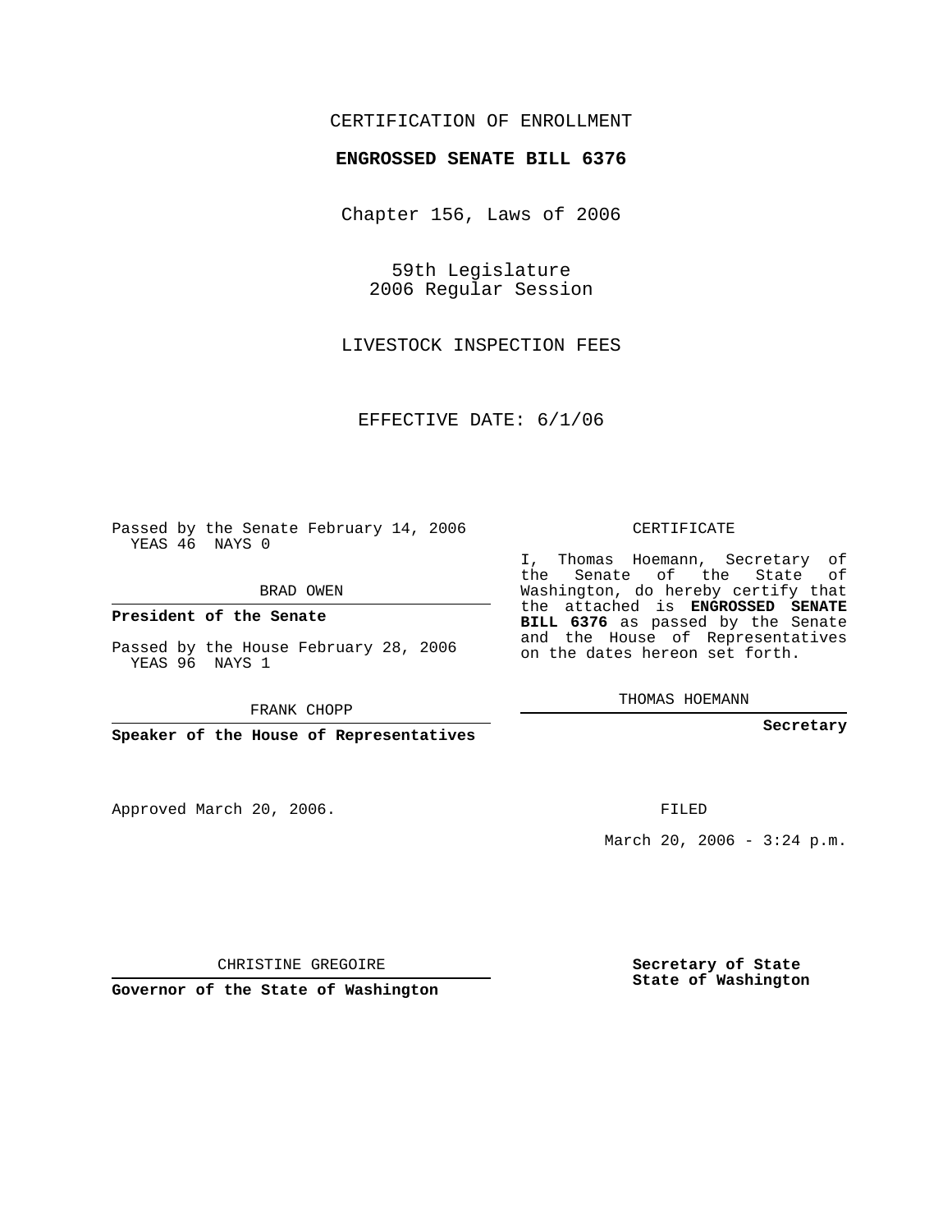CERTIFICATION OF ENROLLMENT

**ENGROSSED SENATE BILL 6376**

Chapter 156, Laws of 2006

59th Legislature
2006 Regular Session

LIVESTOCK INSPECTION FEES

EFFECTIVE DATE: 6/1/06

Passed by the Senate February 14, 2006
YEAS 46 NAYS 0

BRAD OWEN

**President of the Senate**

Passed by the House February 28, 2006
YEAS 96 NAYS 1

FRANK CHOPP

**Speaker of the House of Representatives**

Approved March 20, 2006.

CHRISTINE GREGOIRE

**Governor of the State of Washington**

CERTIFICATE

I, Thomas Hoemann, Secretary of the Senate of the State of Washington, do hereby certify that the attached is **ENGROSSED SENATE BILL 6376** as passed by the Senate and the House of Representatives on the dates hereon set forth.

THOMAS HOEMANN

**Secretary**

FILED

March 20, 2006 - 3:24 p.m.

**Secretary of State**
**State of Washington**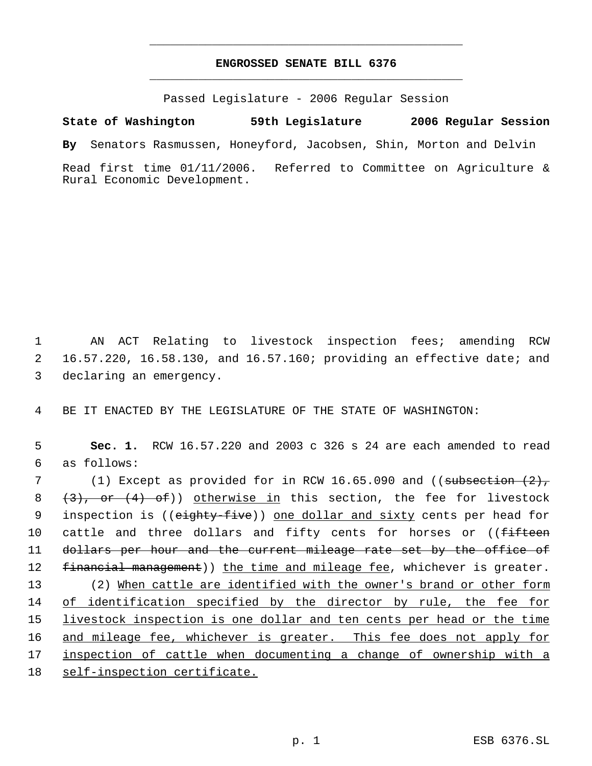# ENGROSSED SENATE BILL 6376

Passed Legislature - 2006 Regular Session

**State of Washington 59th Legislature 2006 Regular Session**

**By** Senators Rasmussen, Honeyford, Jacobsen, Shin, Morton and Delvin

Read first time 01/11/2006. Referred to Committee on Agriculture & Rural Economic Development.

1 AN ACT Relating to livestock inspection fees; amending RCW 2 16.57.220, 16.58.130, and 16.57.160; providing an effective date; and 3 declaring an emergency.

4 BE IT ENACTED BY THE LEGISLATURE OF THE STATE OF WASHINGTON:

5 **Sec. 1.** RCW 16.57.220 and 2003 c 326 s 24 are each amended to read 6 as follows:

7 (1) Except as provided for in RCW 16.65.090 and ((~~subsection (2),~~ 8 ~~(3), or (4) of~~)) otherwise in this section, the fee for livestock 9 inspection is ((~~eighty-five~~)) one dollar and sixty cents per head for 10 cattle and three dollars and fifty cents for horses or ((~~fifteen~~ 11 ~~dollars per hour and the current mileage rate set by the office of~~ 12 ~~financial management~~)) the time and mileage fee, whichever is greater.

13 (2) When cattle are identified with the owner's brand or other form 14 of identification specified by the director by rule, the fee for 15 livestock inspection is one dollar and ten cents per head or the time 16 and mileage fee, whichever is greater. This fee does not apply for 17 inspection of cattle when documenting a change of ownership with a 18 self-inspection certificate.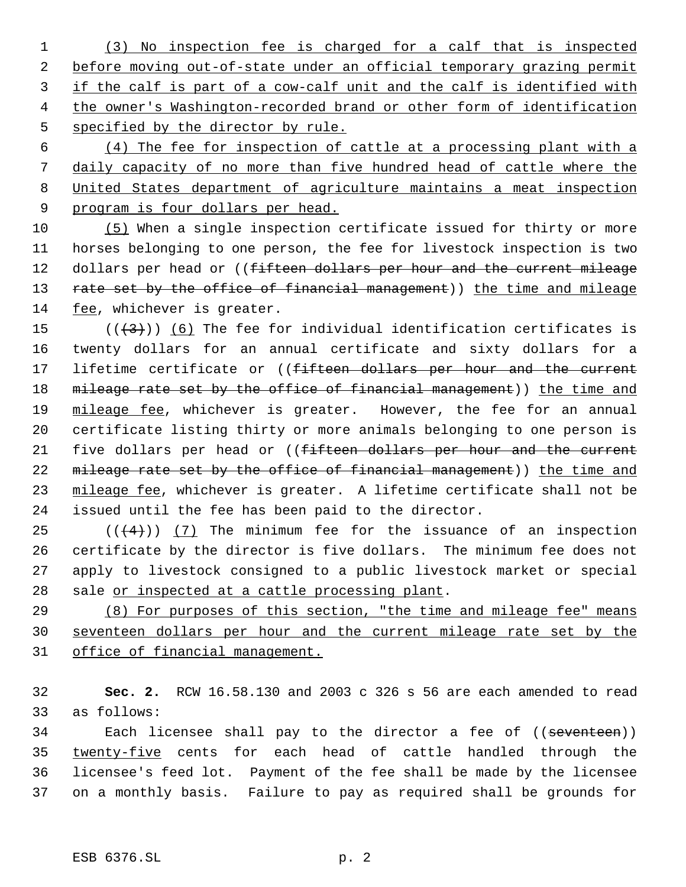(3) No inspection fee is charged for a calf that is inspected before moving out-of-state under an official temporary grazing permit if the calf is part of a cow-calf unit and the calf is identified with the owner's Washington-recorded brand or other form of identification specified by the director by rule.

(4) The fee for inspection of cattle at a processing plant with a daily capacity of no more than five hundred head of cattle where the United States department of agriculture maintains a meat inspection program is four dollars per head.

(5) When a single inspection certificate issued for thirty or more horses belonging to one person, the fee for livestock inspection is two dollars per head or ((~~fifteen dollars per hour and the current mileage rate set by the office of financial management~~)) the time and mileage fee, whichever is greater.

((~~(3)~~)) (6) The fee for individual identification certificates is twenty dollars for an annual certificate and sixty dollars for a lifetime certificate or ((~~fifteen dollars per hour and the current mileage rate set by the office of financial management~~)) the time and mileage fee, whichever is greater. However, the fee for an annual certificate listing thirty or more animals belonging to one person is five dollars per head or ((~~fifteen dollars per hour and the current mileage rate set by the office of financial management~~)) the time and mileage fee, whichever is greater. A lifetime certificate shall not be issued until the fee has been paid to the director.

((~~(4)~~)) (7) The minimum fee for the issuance of an inspection certificate by the director is five dollars. The minimum fee does not apply to livestock consigned to a public livestock market or special sale or inspected at a cattle processing plant.

(8) For purposes of this section, "the time and mileage fee" means seventeen dollars per hour and the current mileage rate set by the office of financial management.

**Sec. 2.** RCW 16.58.130 and 2003 c 326 s 56 are each amended to read as follows:

Each licensee shall pay to the director a fee of ((~~seventeen~~)) twenty-five cents for each head of cattle handled through the licensee's feed lot. Payment of the fee shall be made by the licensee on a monthly basis. Failure to pay as required shall be grounds for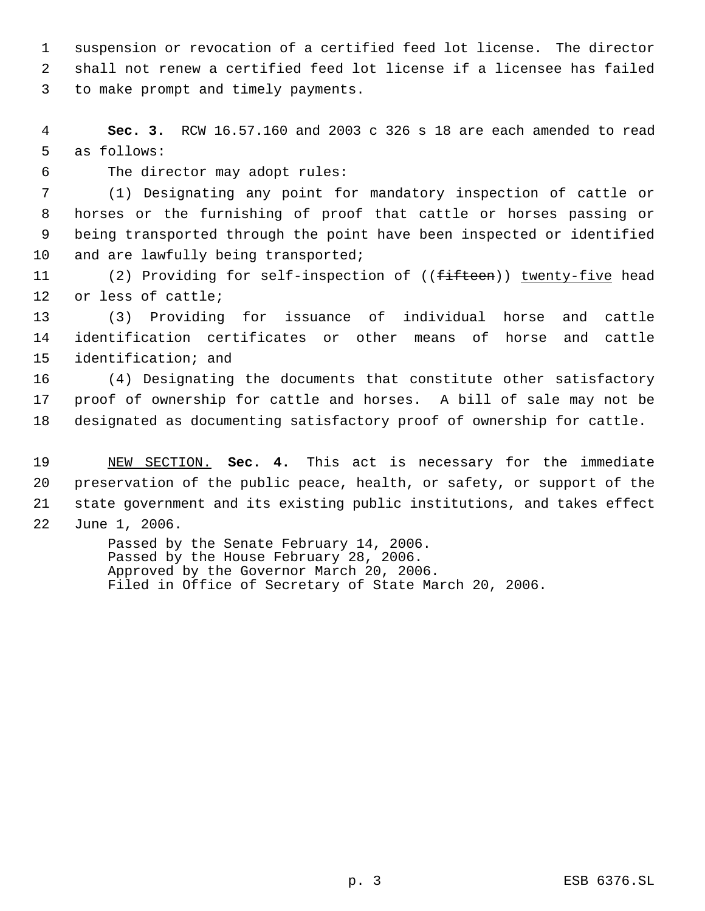suspension or revocation of a certified feed lot license. The director shall not renew a certified feed lot license if a licensee has failed to make prompt and timely payments.

**Sec. 3.** RCW 16.57.160 and 2003 c 326 s 18 are each amended to read as follows:

The director may adopt rules:

(1) Designating any point for mandatory inspection of cattle or horses or the furnishing of proof that cattle or horses passing or being transported through the point have been inspected or identified and are lawfully being transported;

(2) Providing for self-inspection of ((~~fifteen~~)) <u>twenty-five</u> head or less of cattle;

(3) Providing for issuance of individual horse and cattle identification certificates or other means of horse and cattle identification; and

(4) Designating the documents that constitute other satisfactory proof of ownership for cattle and horses. A bill of sale may not be designated as documenting satisfactory proof of ownership for cattle.

<u>NEW SECTION.</u> **Sec. 4.** This act is necessary for the immediate preservation of the public peace, health, or safety, or support of the state government and its existing public institutions, and takes effect June 1, 2006.

Passed by the Senate February 14, 2006.
Passed by the House February 28, 2006.
Approved by the Governor March 20, 2006.
Filed in Office of Secretary of State March 20, 2006.